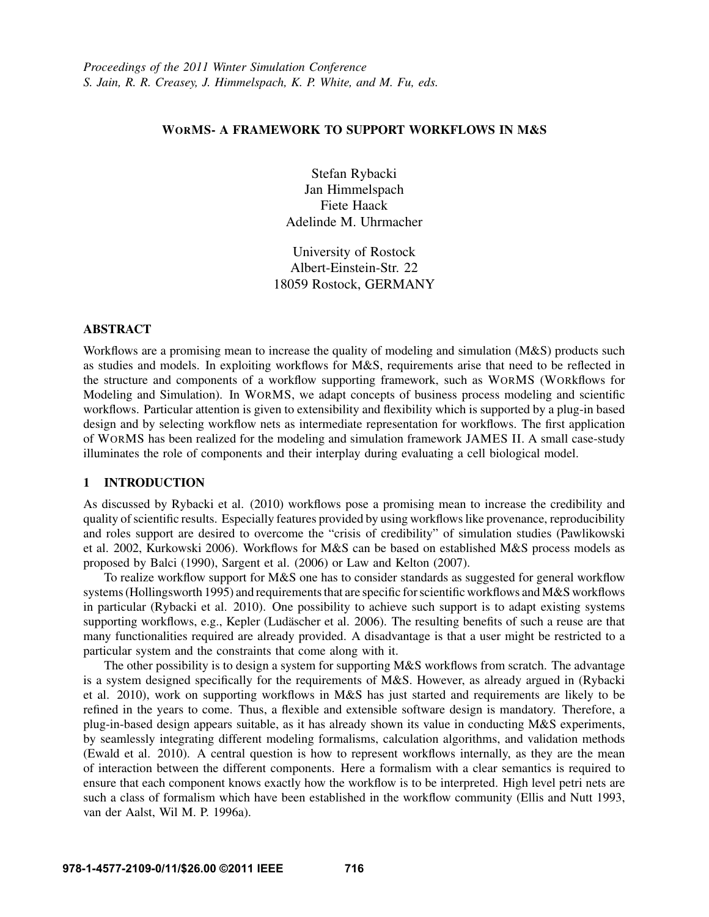*Proceedings of the 2011 Winter Simulation Conference*
*S. Jain, R. R. Creasey, J. Himmelspach, K. P. White, and M. Fu, eds.*

# WORMS- A FRAMEWORK TO SUPPORT WORKFLOWS IN M&S

Stefan Rybacki
Jan Himmelspach
Fiete Haack
Adelinde M. Uhrmacher

University of Rostock
Albert-Einstein-Str. 22
18059 Rostock, GERMANY

## ABSTRACT

Workflows are a promising mean to increase the quality of modeling and simulation (M&S) products such as studies and models. In exploiting workflows for M&S, requirements arise that need to be reflected in the structure and components of a workflow supporting framework, such as WORMS (WORkflows for Modeling and Simulation). In WORMS, we adapt concepts of business process modeling and scientific workflows. Particular attention is given to extensibility and flexibility which is supported by a plug-in based design and by selecting workflow nets as intermediate representation for workflows. The first application of WORMS has been realized for the modeling and simulation framework JAMES II. A small case-study illuminates the role of components and their interplay during evaluating a cell biological model.

## 1 INTRODUCTION

As discussed by Rybacki et al. (2010) workflows pose a promising mean to increase the credibility and quality of scientific results. Especially features provided by using workflows like provenance, reproducibility and roles support are desired to overcome the "crisis of credibility" of simulation studies (Pawlikowski et al. 2002, Kurkowski 2006). Workflows for M&S can be based on established M&S process models as proposed by Balci (1990), Sargent et al. (2006) or Law and Kelton (2007).

To realize workflow support for M&S one has to consider standards as suggested for general workflow systems (Hollingsworth 1995) and requirements that are specific for scientific workflows and M&S workflows in particular (Rybacki et al. 2010). One possibility to achieve such support is to adapt existing systems supporting workflows, e.g., Kepler (Ludäscher et al. 2006). The resulting benefits of such a reuse are that many functionalities required are already provided. A disadvantage is that a user might be restricted to a particular system and the constraints that come along with it.

The other possibility is to design a system for supporting M&S workflows from scratch. The advantage is a system designed specifically for the requirements of M&S. However, as already argued in (Rybacki et al. 2010), work on supporting workflows in M&S has just started and requirements are likely to be refined in the years to come. Thus, a flexible and extensible software design is mandatory. Therefore, a plug-in-based design appears suitable, as it has already shown its value in conducting M&S experiments, by seamlessly integrating different modeling formalisms, calculation algorithms, and validation methods (Ewald et al. 2010). A central question is how to represent workflows internally, as they are the mean of interaction between the different components. Here a formalism with a clear semantics is required to ensure that each component knows exactly how the workflow is to be interpreted. High level petri nets are such a class of formalism which have been established in the workflow community (Ellis and Nutt 1993, van der Aalst, Wil M. P. 1996a).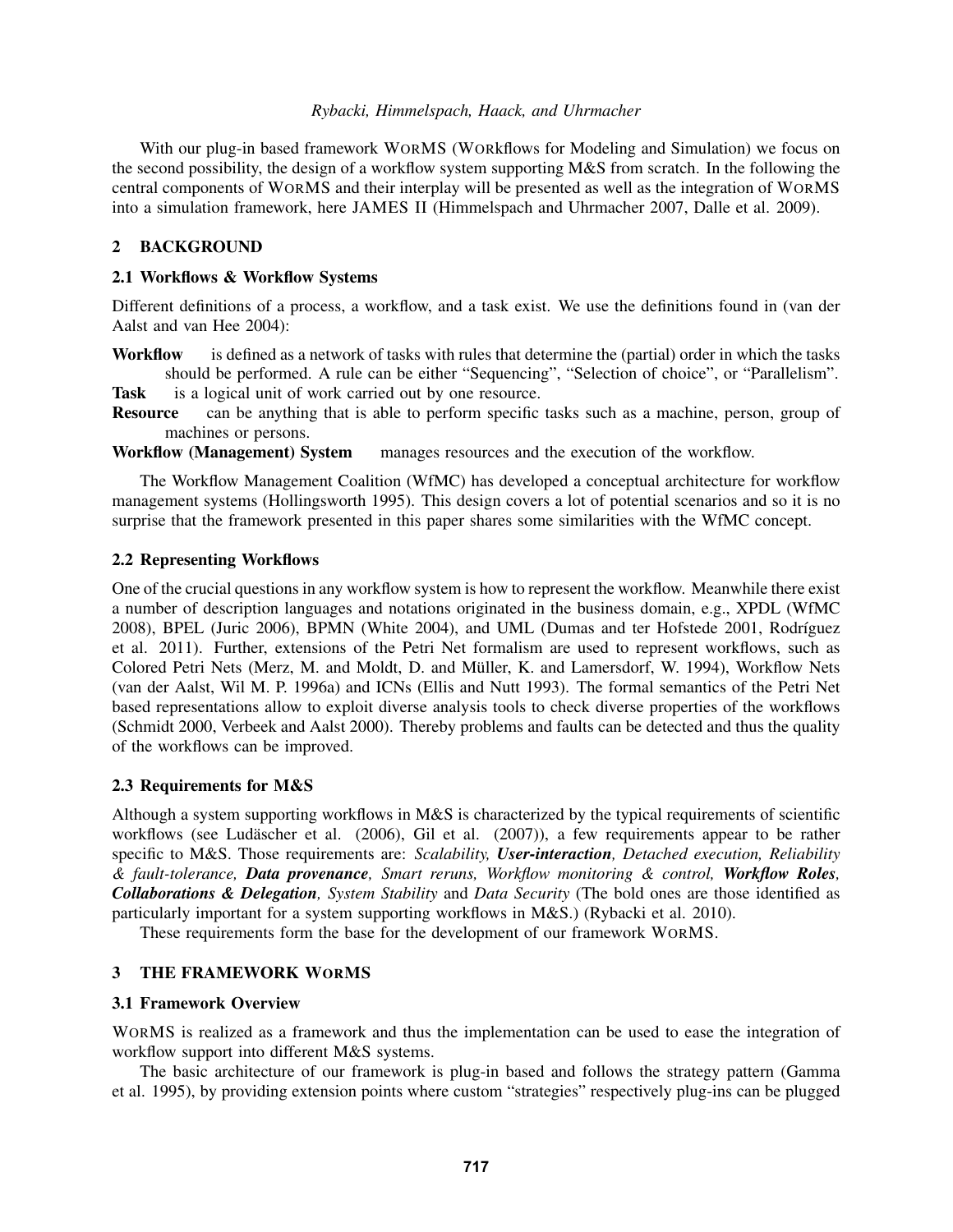With our plug-in based framework WORMS (WORkflows for Modeling and Simulation) we focus on the second possibility, the design of a workflow system supporting M&S from scratch. In the following the central components of WORMS and their interplay will be presented as well as the integration of WORMS into a simulation framework, here JAMES II (Himmelspach and Uhrmacher 2007, Dalle et al. 2009).

## 2 BACKGROUND

### 2.1 Workflows & Workflow Systems

Different definitions of a process, a workflow, and a task exist. We use the definitions found in (van der Aalst and van Hee 2004):

**Workflow** is defined as a network of tasks with rules that determine the (partial) order in which the tasks should be performed. A rule can be either "Sequencing", "Selection of choice", or "Parallelism".

**Task** is a logical unit of work carried out by one resource.

**Resource** can be anything that is able to perform specific tasks such as a machine, person, group of machines or persons.

**Workflow (Management) System** manages resources and the execution of the workflow.

The Workflow Management Coalition (WfMC) has developed a conceptual architecture for workflow management systems (Hollingsworth 1995). This design covers a lot of potential scenarios and so it is no surprise that the framework presented in this paper shares some similarities with the WfMC concept.

### 2.2 Representing Workflows

One of the crucial questions in any workflow system is how to represent the workflow. Meanwhile there exist a number of description languages and notations originated in the business domain, e.g., XPDL (WfMC 2008), BPEL (Juric 2006), BPMN (White 2004), and UML (Dumas and ter Hofstede 2001, Rodríguez et al. 2011). Further, extensions of the Petri Net formalism are used to represent workflows, such as Colored Petri Nets (Merz, M. and Moldt, D. and Müller, K. and Lamersdorf, W. 1994), Workflow Nets (van der Aalst, Wil M. P. 1996a) and ICNs (Ellis and Nutt 1993). The formal semantics of the Petri Net based representations allow to exploit diverse analysis tools to check diverse properties of the workflows (Schmidt 2000, Verbeek and Aalst 2000). Thereby problems and faults can be detected and thus the quality of the workflows can be improved.

### 2.3 Requirements for M&S

Although a system supporting workflows in M&S is characterized by the typical requirements of scientific workflows (see Ludäscher et al. (2006), Gil et al. (2007)), a few requirements appear to be rather specific to M&S. Those requirements are: *Scalability,* ***User-interaction****, Detached execution, Reliability & fault-tolerance,* ***Data provenance****, Smart reruns, Workflow monitoring & control,* ***Workflow Roles****,* ***Collaborations & Delegation****, System Stability* and *Data Security* (The bold ones are those identified as particularly important for a system supporting workflows in M&S.) (Rybacki et al. 2010).

These requirements form the base for the development of our framework WORMS.

## 3 THE FRAMEWORK WORMS

### 3.1 Framework Overview

WORMS is realized as a framework and thus the implementation can be used to ease the integration of workflow support into different M&S systems.

The basic architecture of our framework is plug-in based and follows the strategy pattern (Gamma et al. 1995), by providing extension points where custom "strategies" respectively plug-ins can be plugged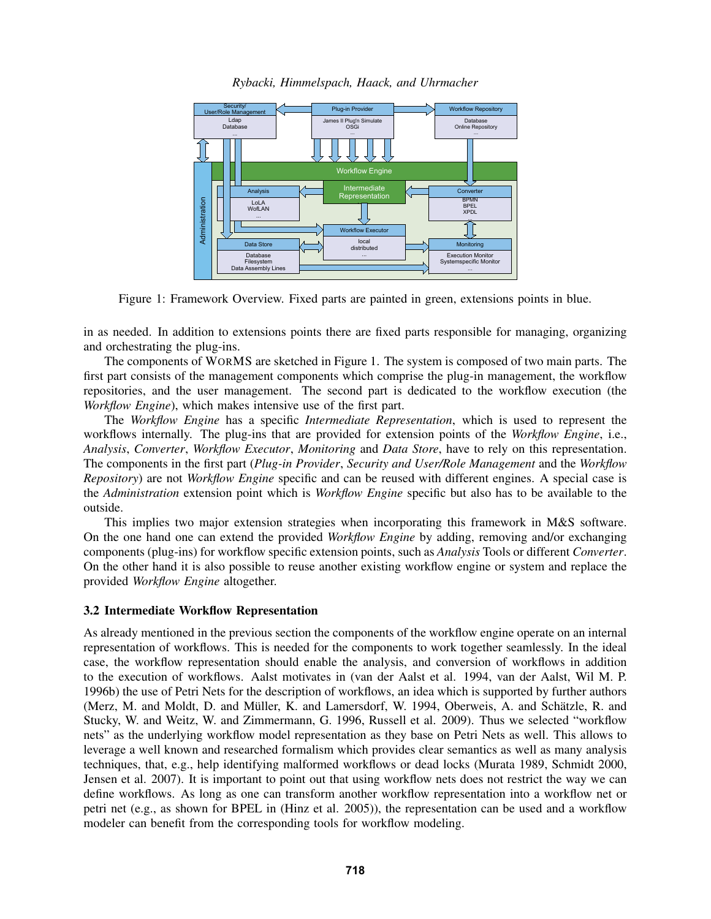Security/
User/Role Management
Ldap
Database
...

Plug-in Provider
James II Plug'n Simulate
OSGi
...

Workflow Repository
Database
Online Repository
...

Workflow Engine

Administration

Analysis
LoLA
WofLAN
...

Intermediate
Representation

Converter
BPMN
BPEL
XPDL
...

Workflow Executor
local
distributed
...

Data Store
Database
Filesystem
Data Assembly Lines

Monitoring
Execution Monitor
Systemspecific Monitor
...

Figure 1: Framework Overview. Fixed parts are painted in green, extensions points in blue.

in as needed. In addition to extensions points there are fixed parts responsible for managing, organizing and orchestrating the plug-ins.

The components of WORMS are sketched in Figure 1. The system is composed of two main parts. The first part consists of the management components which comprise the plug-in management, the workflow repositories, and the user management. The second part is dedicated to the workflow execution (the *Workflow Engine*), which makes intensive use of the first part.

The *Workflow Engine* has a specific *Intermediate Representation*, which is used to represent the workflows internally. The plug-ins that are provided for extension points of the *Workflow Engine*, i.e., *Analysis*, *Converter*, *Workflow Executor*, *Monitoring* and *Data Store*, have to rely on this representation. The components in the first part (*Plug-in Provider*, *Security and User/Role Management* and the *Workflow Repository*) are not *Workflow Engine* specific and can be reused with different engines. A special case is the *Administration* extension point which is *Workflow Engine* specific but also has to be available to the outside.

This implies two major extension strategies when incorporating this framework in M&S software. On the one hand one can extend the provided *Workflow Engine* by adding, removing and/or exchanging components (plug-ins) for workflow specific extension points, such as *Analysis* Tools or different *Converter*. On the other hand it is also possible to reuse another existing workflow engine or system and replace the provided *Workflow Engine* altogether.

### 3.2 Intermediate Workflow Representation

As already mentioned in the previous section the components of the workflow engine operate on an internal representation of workflows. This is needed for the components to work together seamlessly. In the ideal case, the workflow representation should enable the analysis, and conversion of workflows in addition to the execution of workflows. Aalst motivates in (van der Aalst et al. 1994, van der Aalst, Wil M. P. 1996b) the use of Petri Nets for the description of workflows, an idea which is supported by further authors (Merz, M. and Moldt, D. and Müller, K. and Lamersdorf, W. 1994, Oberweis, A. and Schätzle, R. and Stucky, W. and Weitz, W. and Zimmermann, G. 1996, Russell et al. 2009). Thus we selected "workflow nets" as the underlying workflow model representation as they base on Petri Nets as well. This allows to leverage a well known and researched formalism which provides clear semantics as well as many analysis techniques, that, e.g., help identifying malformed workflows or dead locks (Murata 1989, Schmidt 2000, Jensen et al. 2007). It is important to point out that using workflow nets does not restrict the way we can define workflows. As long as one can transform another workflow representation into a workflow net or petri net (e.g., as shown for BPEL in (Hinz et al. 2005)), the representation can be used and a workflow modeler can benefit from the corresponding tools for workflow modeling.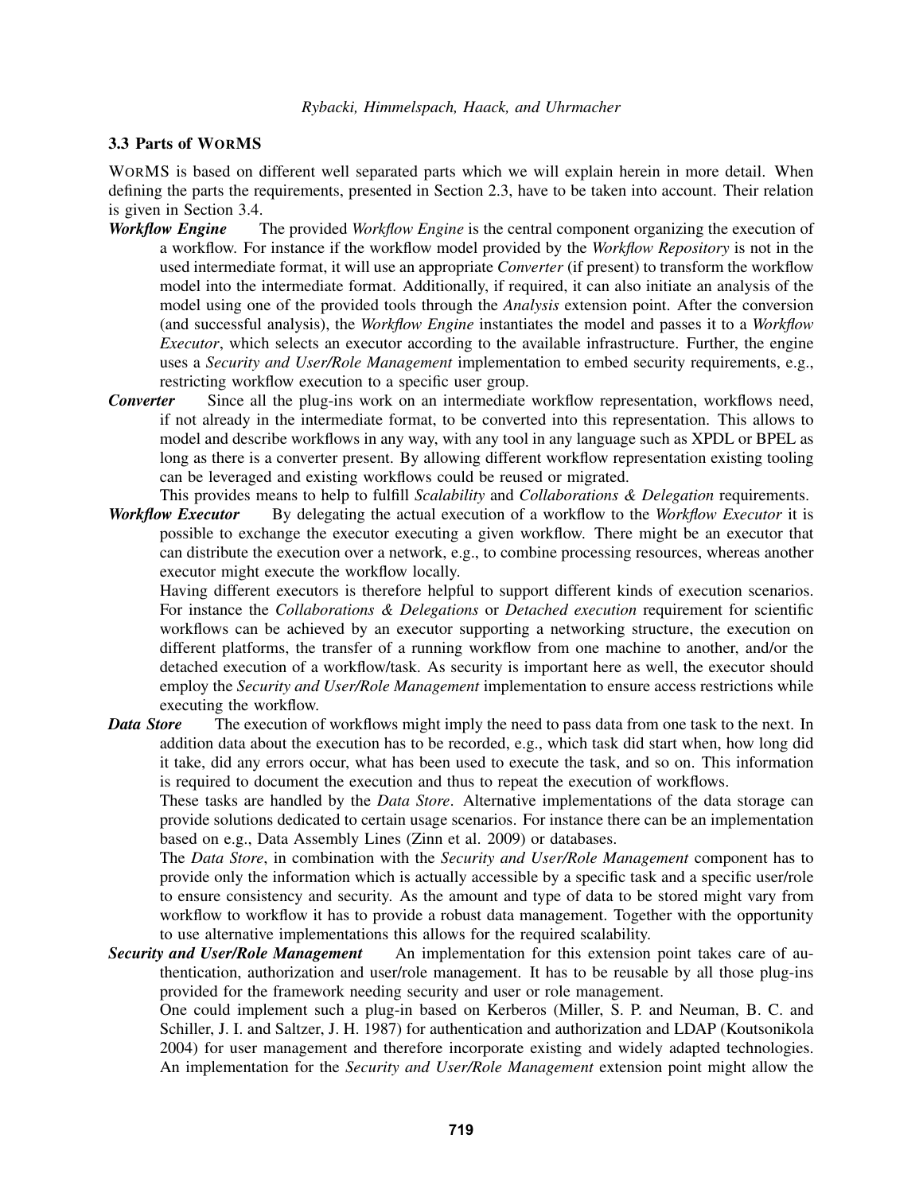### 3.3 Parts of WoRMS

WoRMS is based on different well separated parts which we will explain herein in more detail. When defining the parts the requirements, presented in Section 2.3, have to be taken into account. Their relation is given in Section 3.4.

***Workflow Engine*** The provided *Workflow Engine* is the central component organizing the execution of a workflow. For instance if the workflow model provided by the *Workflow Repository* is not in the used intermediate format, it will use an appropriate *Converter* (if present) to transform the workflow model into the intermediate format. Additionally, if required, it can also initiate an analysis of the model using one of the provided tools through the *Analysis* extension point. After the conversion (and successful analysis), the *Workflow Engine* instantiates the model and passes it to a *Workflow Executor*, which selects an executor according to the available infrastructure. Further, the engine uses a *Security and User/Role Management* implementation to embed security requirements, e.g., restricting workflow execution to a specific user group.

***Converter*** Since all the plug-ins work on an intermediate workflow representation, workflows need, if not already in the intermediate format, to be converted into this representation. This allows to model and describe workflows in any way, with any tool in any language such as XPDL or BPEL as long as there is a converter present. By allowing different workflow representation existing tooling can be leveraged and existing workflows could be reused or migrated.

This provides means to help to fulfill *Scalability* and *Collaborations & Delegation* requirements.

***Workflow Executor*** By delegating the actual execution of a workflow to the *Workflow Executor* it is possible to exchange the executor executing a given workflow. There might be an executor that can distribute the execution over a network, e.g., to combine processing resources, whereas another executor might execute the workflow locally.

Having different executors is therefore helpful to support different kinds of execution scenarios. For instance the *Collaborations & Delegations* or *Detached execution* requirement for scientific workflows can be achieved by an executor supporting a networking structure, the execution on different platforms, the transfer of a running workflow from one machine to another, and/or the detached execution of a workflow/task. As security is important here as well, the executor should employ the *Security and User/Role Management* implementation to ensure access restrictions while executing the workflow.

***Data Store*** The execution of workflows might imply the need to pass data from one task to the next. In addition data about the execution has to be recorded, e.g., which task did start when, how long did it take, did any errors occur, what has been used to execute the task, and so on. This information is required to document the execution and thus to repeat the execution of workflows.

These tasks are handled by the *Data Store*. Alternative implementations of the data storage can provide solutions dedicated to certain usage scenarios. For instance there can be an implementation based on e.g., Data Assembly Lines (Zinn et al. 2009) or databases.

The *Data Store*, in combination with the *Security and User/Role Management* component has to provide only the information which is actually accessible by a specific task and a specific user/role to ensure consistency and security. As the amount and type of data to be stored might vary from workflow to workflow it has to provide a robust data management. Together with the opportunity to use alternative implementations this allows for the required scalability.

***Security and User/Role Management*** An implementation for this extension point takes care of authentication, authorization and user/role management. It has to be reusable by all those plug-ins provided for the framework needing security and user or role management.

One could implement such a plug-in based on Kerberos (Miller, S. P. and Neuman, B. C. and Schiller, J. I. and Saltzer, J. H. 1987) for authentication and authorization and LDAP (Koutsonikola 2004) for user management and therefore incorporate existing and widely adapted technologies. An implementation for the *Security and User/Role Management* extension point might allow the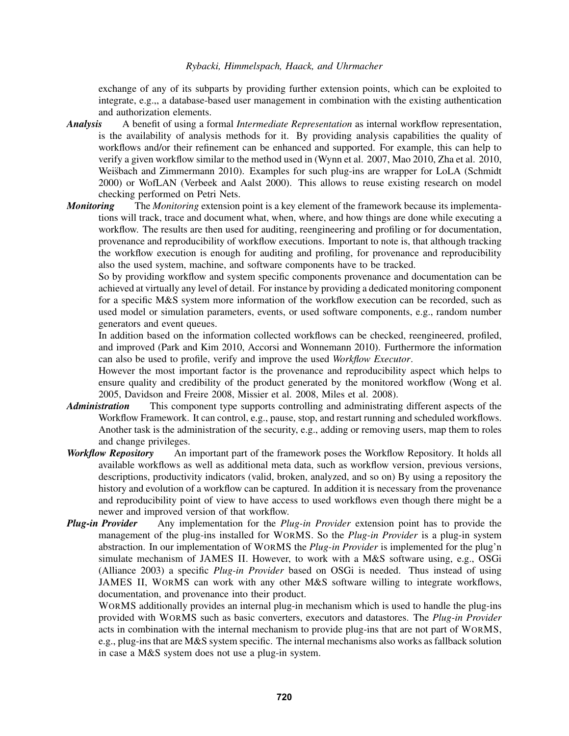exchange of any of its subparts by providing further extension points, which can be exploited to integrate, e.g.,, a database-based user management in combination with the existing authentication and authorization elements.

***Analysis*** A benefit of using a formal *Intermediate Representation* as internal workflow representation, is the availability of analysis methods for it. By providing analysis capabilities the quality of workflows and/or their refinement can be enhanced and supported. For example, this can help to verify a given workflow similar to the method used in (Wynn et al. 2007, Mao 2010, Zha et al. 2010, Weiš̌bach and Zimmermann 2010). Examples for such plug-ins are wrapper for LoLA (Schmidt 2000) or WofLAN (Verbeek and Aalst 2000). This allows to reuse existing research on model checking performed on Petri Nets.

***Monitoring*** The *Monitoring* extension point is a key element of the framework because its implementations will track, trace and document what, when, where, and how things are done while executing a workflow. The results are then used for auditing, reengineering and profiling or for documentation, provenance and reproducibility of workflow executions. Important to note is, that although tracking the workflow execution is enough for auditing and profiling, for provenance and reproducibility also the used system, machine, and software components have to be tracked.

So by providing workflow and system specific components provenance and documentation can be achieved at virtually any level of detail. For instance by providing a dedicated monitoring component for a specific M&S system more information of the workflow execution can be recorded, such as used model or simulation parameters, events, or used software components, e.g., random number generators and event queues.

In addition based on the information collected workflows can be checked, reengineered, profiled, and improved (Park and Kim 2010, Accorsi and Wonnemann 2010). Furthermore the information can also be used to profile, verify and improve the used *Workflow Executor*.

However the most important factor is the provenance and reproducibility aspect which helps to ensure quality and credibility of the product generated by the monitored workflow (Wong et al. 2005, Davidson and Freire 2008, Missier et al. 2008, Miles et al. 2008).

***Administration*** This component type supports controlling and administrating different aspects of the Workflow Framework. It can control, e.g., pause, stop, and restart running and scheduled workflows. Another task is the administration of the security, e.g., adding or removing users, map them to roles and change privileges.

***Workflow Repository*** An important part of the framework poses the Workflow Repository. It holds all available workflows as well as additional meta data, such as workflow version, previous versions, descriptions, productivity indicators (valid, broken, analyzed, and so on) By using a repository the history and evolution of a workflow can be captured. In addition it is necessary from the provenance and reproducibility point of view to have access to used workflows even though there might be a newer and improved version of that workflow.

***Plug-in Provider*** Any implementation for the *Plug-in Provider* extension point has to provide the management of the plug-ins installed for WORMS. So the *Plug-in Provider* is a plug-in system abstraction. In our implementation of WORMS the *Plug-in Provider* is implemented for the plug'n simulate mechanism of JAMES II. However, to work with a M&S software using, e.g., OSGi (Alliance 2003) a specific *Plug-in Provider* based on OSGi is needed. Thus instead of using JAMES II, WORMS can work with any other M&S software willing to integrate workflows, documentation, and provenance into their product.

WORMS additionally provides an internal plug-in mechanism which is used to handle the plug-ins provided with WORMS such as basic converters, executors and datastores. The *Plug-in Provider* acts in combination with the internal mechanism to provide plug-ins that are not part of WORMS, e.g., plug-ins that are M&S system specific. The internal mechanisms also works as fallback solution in case a M&S system does not use a plug-in system.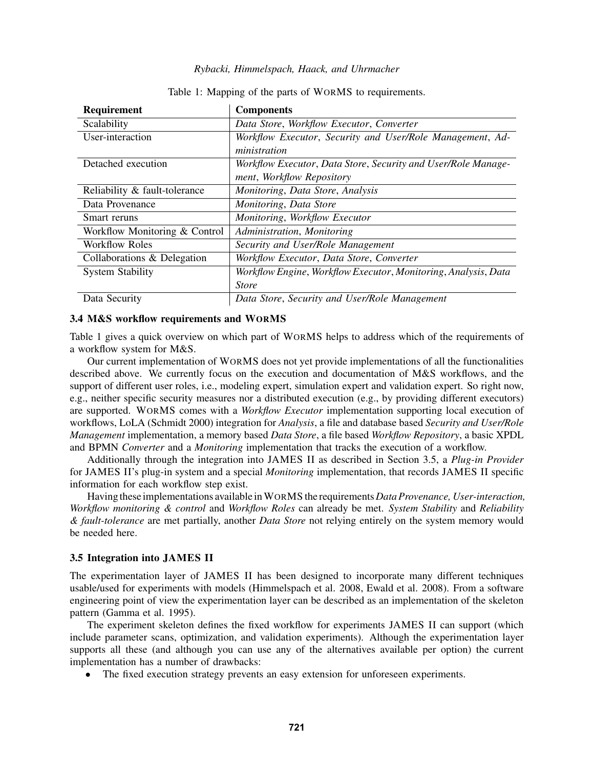Table 1: Mapping of the parts of WORMS to requirements.

| Requirement | Components |
|---|---|
| Scalability | *Data Store*, *Workflow Executor*, *Converter* |
| User-interaction | *Workflow Executor*, *Security and User/Role Management*, *Administration* |
| Detached execution | *Workflow Executor*, *Data Store*, *Security and User/Role Management*, *Workflow Repository* |
| Reliability & fault-tolerance | *Monitoring*, *Data Store*, *Analysis* |
| Data Provenance | *Monitoring*, *Data Store* |
| Smart reruns | *Monitoring*, *Workflow Executor* |
| Workflow Monitoring & Control | *Administration*, *Monitoring* |
| Workflow Roles | *Security and User/Role Management* |
| Collaborations & Delegation | *Workflow Executor*, *Data Store*, *Converter* |
| System Stability | *Workflow Engine*, *Workflow Executor*, *Monitoring*, *Analysis*, *Data Store* |
| Data Security | *Data Store*, *Security and User/Role Management* |

### 3.4 M&S workflow requirements and WORMS

Table 1 gives a quick overview on which part of WORMS helps to address which of the requirements of a workflow system for M&S.

Our current implementation of WORMS does not yet provide implementations of all the functionalities described above. We currently focus on the execution and documentation of M&S workflows, and the support of different user roles, i.e., modeling expert, simulation expert and validation expert. So right now, e.g., neither specific security measures nor a distributed execution (e.g., by providing different executors) are supported. WORMS comes with a *Workflow Executor* implementation supporting local execution of workflows, LoLA (Schmidt 2000) integration for *Analysis*, a file and database based *Security and User/Role Management* implementation, a memory based *Data Store*, a file based *Workflow Repository*, a basic XPDL and BPMN *Converter* and a *Monitoring* implementation that tracks the execution of a workflow.

Additionally through the integration into JAMES II as described in Section 3.5, a *Plug-in Provider* for JAMES II's plug-in system and a special *Monitoring* implementation, that records JAMES II specific information for each workflow step exist.

Having these implementations available in WORMS the requirements *Data Provenance, User-interaction, Workflow monitoring & control* and *Workflow Roles* can already be met. *System Stability* and *Reliability & fault-tolerance* are met partially, another *Data Store* not relying entirely on the system memory would be needed here.

### 3.5 Integration into JAMES II

The experimentation layer of JAMES II has been designed to incorporate many different techniques usable/used for experiments with models (Himmelspach et al. 2008, Ewald et al. 2008). From a software engineering point of view the experimentation layer can be described as an implementation of the skeleton pattern (Gamma et al. 1995).

The experiment skeleton defines the fixed workflow for experiments JAMES II can support (which include parameter scans, optimization, and validation experiments). Although the experimentation layer supports all these (and although you can use any of the alternatives available per option) the current implementation has a number of drawbacks:

- The fixed execution strategy prevents an easy extension for unforeseen experiments.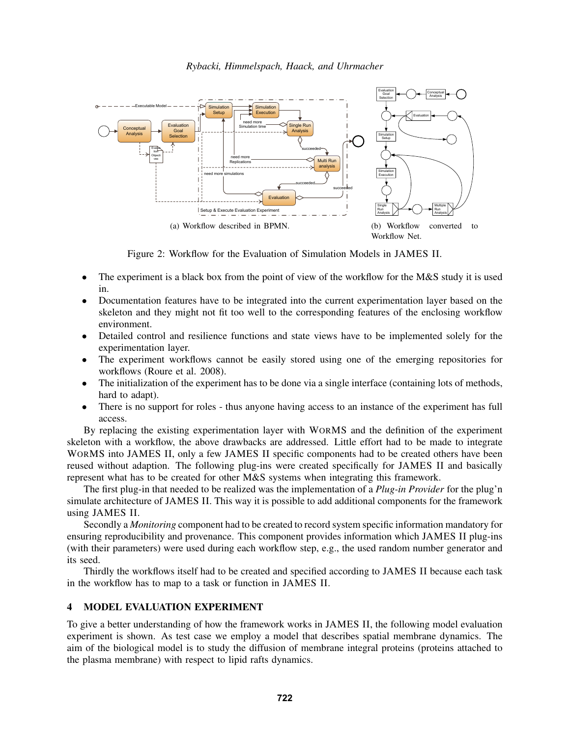Executable Model

Conceptual Analysis

Evaluation Goal Selection

Evaluation Objectives

Simulation Setup

Simulation Execution

need more Simulation time

Single Run Analysis

succeeded

need more Replications

Multi Run analysis

need more simulations

succeeded

Evaluation

succeeded

Setup & Execute Evaluation Experiment

(a) Workflow described in BPMN.

Evaluation Goal Selection

Conceptual Analysis

Evaluation

Simulation Setup

Simulation Execution

Single Run Analysis

Multiple Run Analysis

(b) Workflow converted to Workflow Net.

Figure 2: Workflow for the Evaluation of Simulation Models in JAMES II.

- The experiment is a black box from the point of view of the workflow for the M&S study it is used in.
- Documentation features have to be integrated into the current experimentation layer based on the skeleton and they might not fit too well to the corresponding features of the enclosing workflow environment.
- Detailed control and resilience functions and state views have to be implemented solely for the experimentation layer.
- The experiment workflows cannot be easily stored using one of the emerging repositories for workflows (Roure et al. 2008).
- The initialization of the experiment has to be done via a single interface (containing lots of methods, hard to adapt).
- There is no support for roles - thus anyone having access to an instance of the experiment has full access.

By replacing the existing experimentation layer with WORMS and the definition of the experiment skeleton with a workflow, the above drawbacks are addressed. Little effort had to be made to integrate WORMS into JAMES II, only a few JAMES II specific components had to be created others have been reused without adaption. The following plug-ins were created specifically for JAMES II and basically represent what has to be created for other M&S systems when integrating this framework.

The first plug-in that needed to be realized was the implementation of a *Plug-in Provider* for the plug'n simulate architecture of JAMES II. This way it is possible to add additional components for the framework using JAMES II.

Secondly a *Monitoring* component had to be created to record system specific information mandatory for ensuring reproducibility and provenance. This component provides information which JAMES II plug-ins (with their parameters) were used during each workflow step, e.g., the used random number generator and its seed.

Thirdly the workflows itself had to be created and specified according to JAMES II because each task in the workflow has to map to a task or function in JAMES II.

## 4 MODEL EVALUATION EXPERIMENT

To give a better understanding of how the framework works in JAMES II, the following model evaluation experiment is shown. As test case we employ a model that describes spatial membrane dynamics. The aim of the biological model is to study the diffusion of membrane integral proteins (proteins attached to the plasma membrane) with respect to lipid rafts dynamics.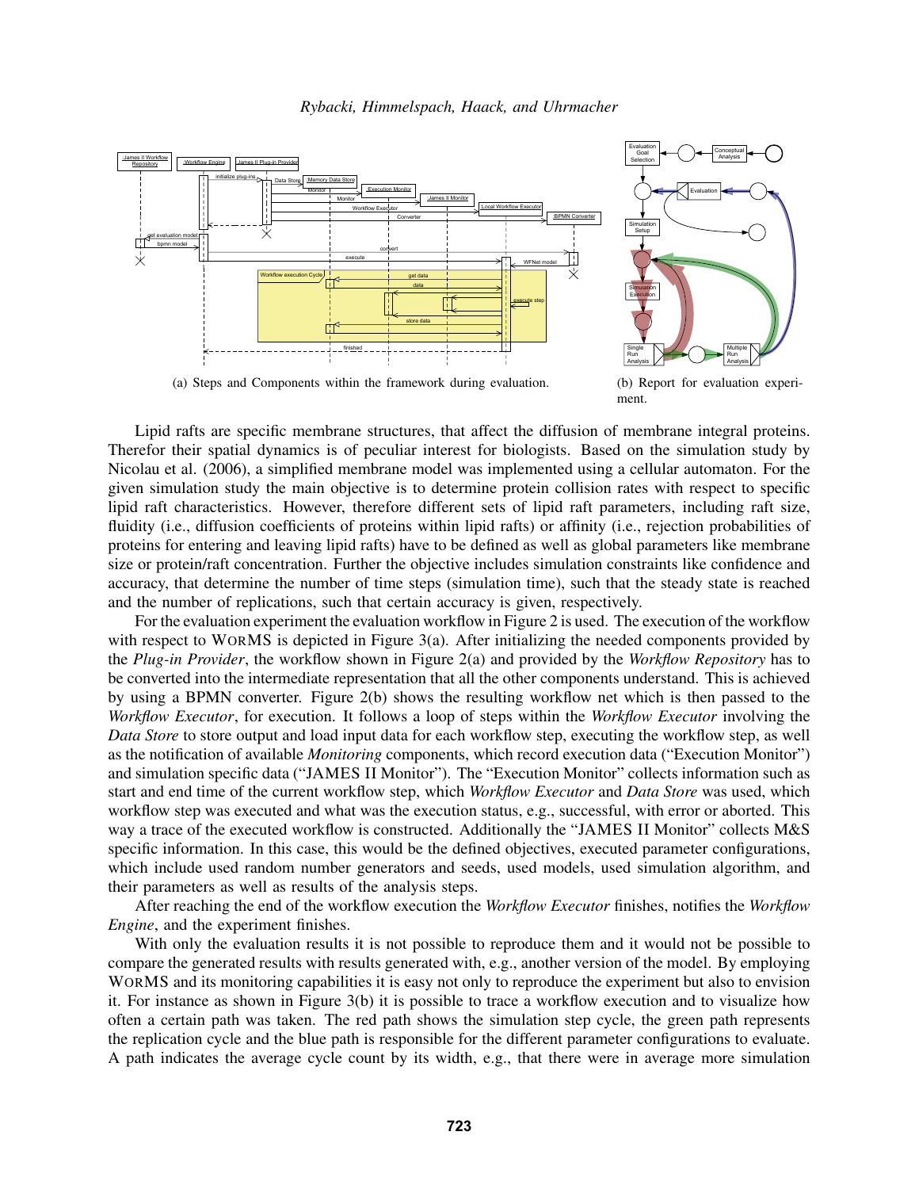(a) Steps and Components within the framework during evaluation.

(b) Report for evaluation experiment.

Lipid rafts are specific membrane structures, that affect the diffusion of membrane integral proteins. Therefor their spatial dynamics is of peculiar interest for biologists. Based on the simulation study by Nicolau et al. (2006), a simplified membrane model was implemented using a cellular automaton. For the given simulation study the main objective is to determine protein collision rates with respect to specific lipid raft characteristics. However, therefore different sets of lipid raft parameters, including raft size, fluidity (i.e., diffusion coefficients of proteins within lipid rafts) or affinity (i.e., rejection probabilities of proteins for entering and leaving lipid rafts) have to be defined as well as global parameters like membrane size or protein/raft concentration. Further the objective includes simulation constraints like confidence and accuracy, that determine the number of time steps (simulation time), such that the steady state is reached and the number of replications, such that certain accuracy is given, respectively.

For the evaluation experiment the evaluation workflow in Figure 2 is used. The execution of the workflow with respect to WORMS is depicted in Figure 3(a). After initializing the needed components provided by the *Plug-in Provider*, the workflow shown in Figure 2(a) and provided by the *Workflow Repository* has to be converted into the intermediate representation that all the other components understand. This is achieved by using a BPMN converter. Figure 2(b) shows the resulting workflow net which is then passed to the *Workflow Executor*, for execution. It follows a loop of steps within the *Workflow Executor* involving the *Data Store* to store output and load input data for each workflow step, executing the workflow step, as well as the notification of available *Monitoring* components, which record execution data ("Execution Monitor") and simulation specific data ("JAMES II Monitor"). The "Execution Monitor" collects information such as start and end time of the current workflow step, which *Workflow Executor* and *Data Store* was used, which workflow step was executed and what was the execution status, e.g., successful, with error or aborted. This way a trace of the executed workflow is constructed. Additionally the "JAMES II Monitor" collects M&S specific information. In this case, this would be the defined objectives, executed parameter configurations, which include used random number generators and seeds, used models, used simulation algorithm, and their parameters as well as results of the analysis steps.

After reaching the end of the workflow execution the *Workflow Executor* finishes, notifies the *Workflow Engine*, and the experiment finishes.

With only the evaluation results it is not possible to reproduce them and it would not be possible to compare the generated results with results generated with, e.g., another version of the model. By employing WORMS and its monitoring capabilities it is easy not only to reproduce the experiment but also to envision it. For instance as shown in Figure 3(b) it is possible to trace a workflow execution and to visualize how often a certain path was taken. The red path shows the simulation step cycle, the green path represents the replication cycle and the blue path is responsible for the different parameter configurations to evaluate. A path indicates the average cycle count by its width, e.g., that there were in average more simulation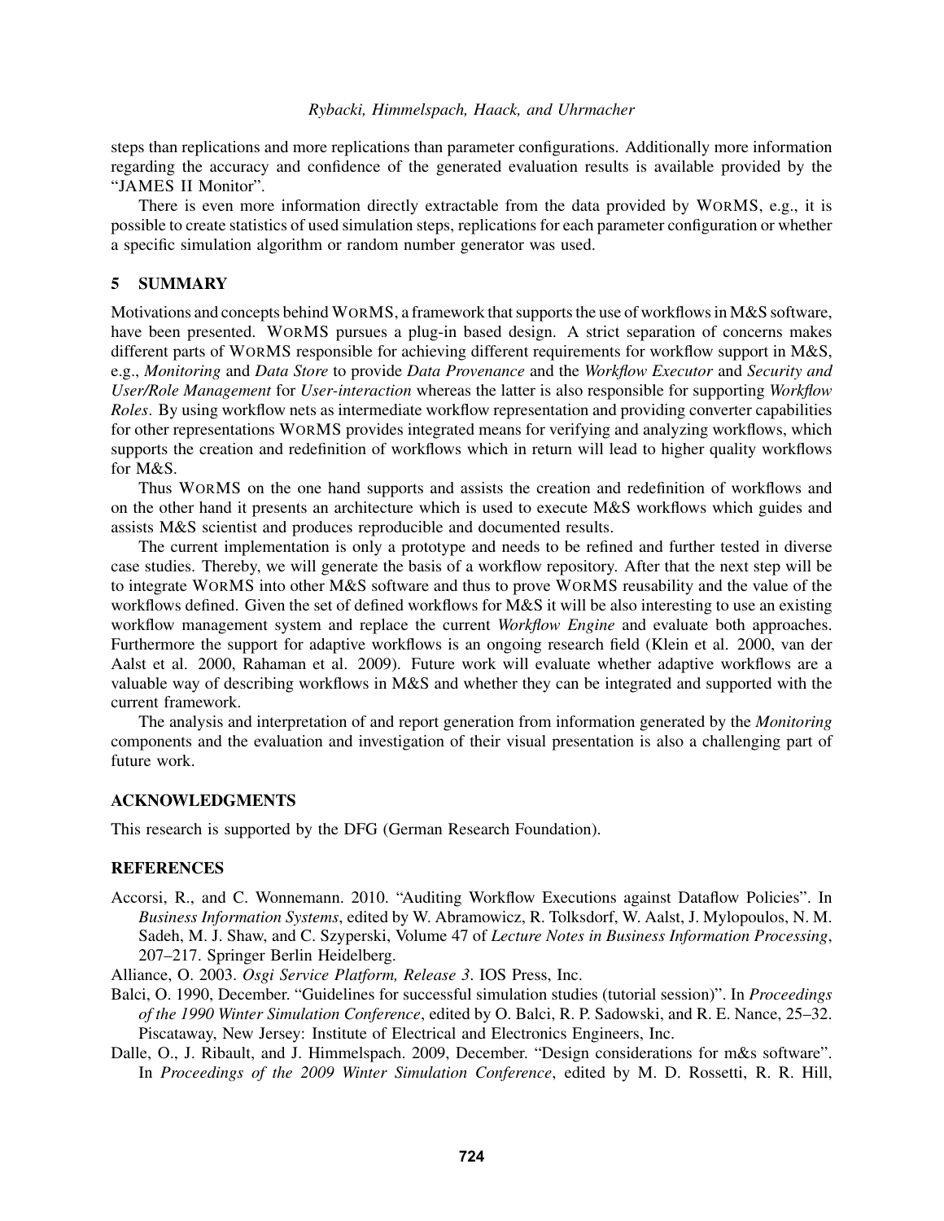steps than replications and more replications than parameter configurations. Additionally more information regarding the accuracy and confidence of the generated evaluation results is available provided by the "JAMES II Monitor".

There is even more information directly extractable from the data provided by WORMS, e.g., it is possible to create statistics of used simulation steps, replications for each parameter configuration or whether a specific simulation algorithm or random number generator was used.

## 5 SUMMARY

Motivations and concepts behind WORMS, a framework that supports the use of workflows in M&S software, have been presented. WORMS pursues a plug-in based design. A strict separation of concerns makes different parts of WORMS responsible for achieving different requirements for workflow support in M&S, e.g., *Monitoring* and *Data Store* to provide *Data Provenance* and the *Workflow Executor* and *Security and User/Role Management* for *User-interaction* whereas the latter is also responsible for supporting *Workflow Roles*. By using workflow nets as intermediate workflow representation and providing converter capabilities for other representations WORMS provides integrated means for verifying and analyzing workflows, which supports the creation and redefinition of workflows which in return will lead to higher quality workflows for M&S.

Thus WORMS on the one hand supports and assists the creation and redefinition of workflows and on the other hand it presents an architecture which is used to execute M&S workflows which guides and assists M&S scientist and produces reproducible and documented results.

The current implementation is only a prototype and needs to be refined and further tested in diverse case studies. Thereby, we will generate the basis of a workflow repository. After that the next step will be to integrate WORMS into other M&S software and thus to prove WORMS reusability and the value of the workflows defined. Given the set of defined workflows for M&S it will be also interesting to use an existing workflow management system and replace the current *Workflow Engine* and evaluate both approaches. Furthermore the support for adaptive workflows is an ongoing research field (Klein et al. 2000, van der Aalst et al. 2000, Rahaman et al. 2009). Future work will evaluate whether adaptive workflows are a valuable way of describing workflows in M&S and whether they can be integrated and supported with the current framework.

The analysis and interpretation of and report generation from information generated by the *Monitoring* components and the evaluation and investigation of their visual presentation is also a challenging part of future work.

## ACKNOWLEDGMENTS

This research is supported by the DFG (German Research Foundation).

## REFERENCES

Accorsi, R., and C. Wonnemann. 2010. "Auditing Workflow Executions against Dataflow Policies". In *Business Information Systems*, edited by W. Abramowicz, R. Tolksdorf, W. Aalst, J. Mylopoulos, N. M. Sadeh, M. J. Shaw, and C. Szyperski, Volume 47 of *Lecture Notes in Business Information Processing*, 207–217. Springer Berlin Heidelberg.

Alliance, O. 2003. *Osgi Service Platform, Release 3*. IOS Press, Inc.

Balci, O. 1990, December. "Guidelines for successful simulation studies (tutorial session)". In *Proceedings of the 1990 Winter Simulation Conference*, edited by O. Balci, R. P. Sadowski, and R. E. Nance, 25–32. Piscataway, New Jersey: Institute of Electrical and Electronics Engineers, Inc.

Dalle, O., J. Ribault, and J. Himmelspach. 2009, December. "Design considerations for m&s software". In *Proceedings of the 2009 Winter Simulation Conference*, edited by M. D. Rossetti, R. R. Hill,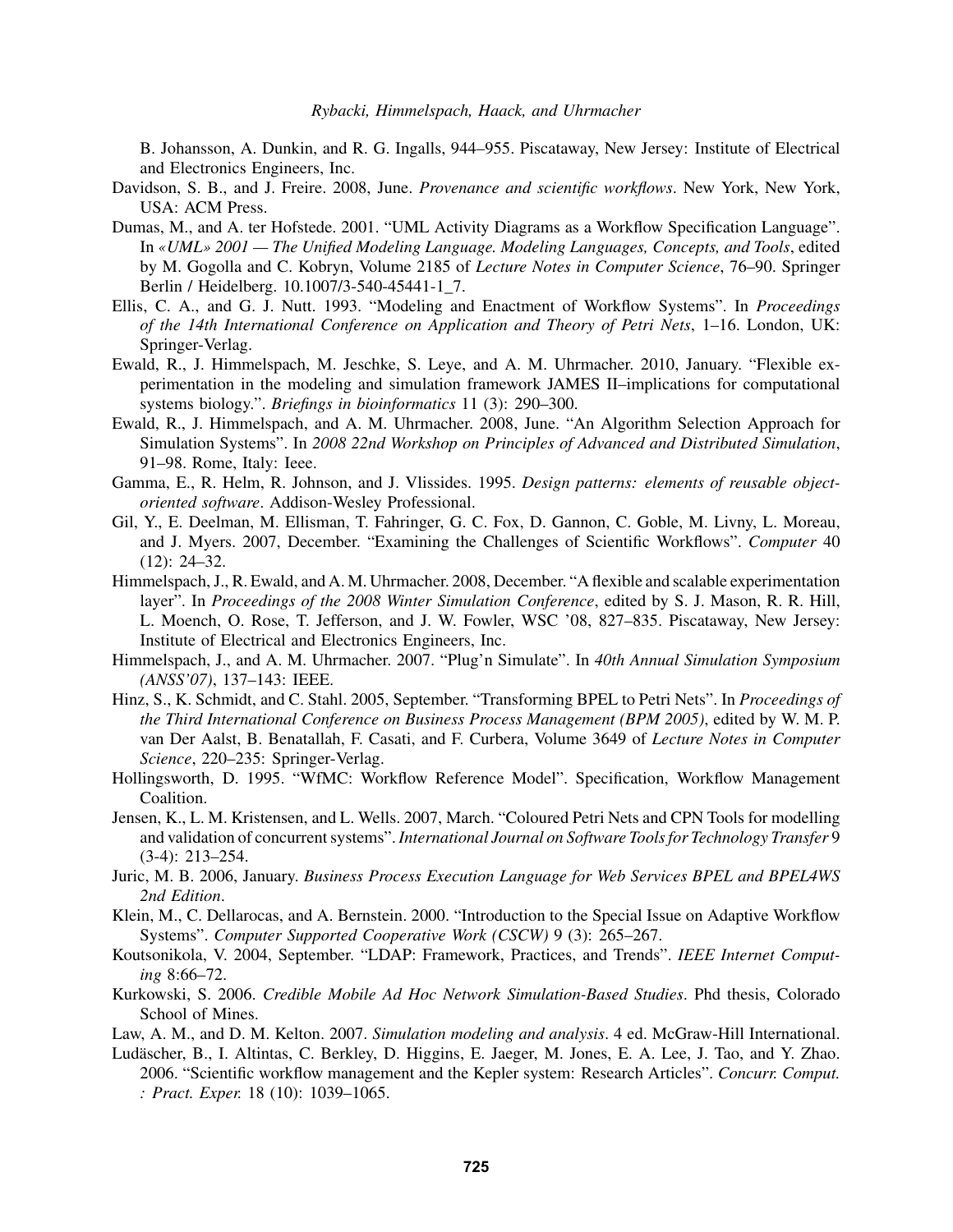B. Johansson, A. Dunkin, and R. G. Ingalls, 944–955. Piscataway, New Jersey: Institute of Electrical and Electronics Engineers, Inc.

Davidson, S. B., and J. Freire. 2008, June. *Provenance and scientific workflows*. New York, New York, USA: ACM Press.

Dumas, M., and A. ter Hofstede. 2001. "UML Activity Diagrams as a Workflow Specification Language". In *«UML» 2001 — The Unified Modeling Language. Modeling Languages, Concepts, and Tools*, edited by M. Gogolla and C. Kobryn, Volume 2185 of *Lecture Notes in Computer Science*, 76–90. Springer Berlin / Heidelberg. 10.1007/3-540-45441-1_7.

Ellis, C. A., and G. J. Nutt. 1993. "Modeling and Enactment of Workflow Systems". In *Proceedings of the 14th International Conference on Application and Theory of Petri Nets*, 1–16. London, UK: Springer-Verlag.

Ewald, R., J. Himmelspach, M. Jeschke, S. Leye, and A. M. Uhrmacher. 2010, January. "Flexible experimentation in the modeling and simulation framework JAMES II–implications for computational systems biology.". *Briefings in bioinformatics* 11 (3): 290–300.

Ewald, R., J. Himmelspach, and A. M. Uhrmacher. 2008, June. "An Algorithm Selection Approach for Simulation Systems". In *2008 22nd Workshop on Principles of Advanced and Distributed Simulation*, 91–98. Rome, Italy: Ieee.

Gamma, E., R. Helm, R. Johnson, and J. Vlissides. 1995. *Design patterns: elements of reusable object-oriented software*. Addison-Wesley Professional.

Gil, Y., E. Deelman, M. Ellisman, T. Fahringer, G. C. Fox, D. Gannon, C. Goble, M. Livny, L. Moreau, and J. Myers. 2007, December. "Examining the Challenges of Scientific Workflows". *Computer* 40 (12): 24–32.

Himmelspach, J., R. Ewald, and A. M. Uhrmacher. 2008, December. "A flexible and scalable experimentation layer". In *Proceedings of the 2008 Winter Simulation Conference*, edited by S. J. Mason, R. R. Hill, L. Moench, O. Rose, T. Jefferson, and J. W. Fowler, WSC '08, 827–835. Piscataway, New Jersey: Institute of Electrical and Electronics Engineers, Inc.

Himmelspach, J., and A. M. Uhrmacher. 2007. "Plug'n Simulate". In *40th Annual Simulation Symposium (ANSS'07)*, 137–143: IEEE.

Hinz, S., K. Schmidt, and C. Stahl. 2005, September. "Transforming BPEL to Petri Nets". In *Proceedings of the Third International Conference on Business Process Management (BPM 2005)*, edited by W. M. P. van Der Aalst, B. Benatallah, F. Casati, and F. Curbera, Volume 3649 of *Lecture Notes in Computer Science*, 220–235: Springer-Verlag.

Hollingsworth, D. 1995. "WfMC: Workflow Reference Model". Specification, Workflow Management Coalition.

Jensen, K., L. M. Kristensen, and L. Wells. 2007, March. "Coloured Petri Nets and CPN Tools for modelling and validation of concurrent systems". *International Journal on Software Tools for Technology Transfer* 9 (3-4): 213–254.

Juric, M. B. 2006, January. *Business Process Execution Language for Web Services BPEL and BPEL4WS 2nd Edition*.

Klein, M., C. Dellarocas, and A. Bernstein. 2000. "Introduction to the Special Issue on Adaptive Workflow Systems". *Computer Supported Cooperative Work (CSCW)* 9 (3): 265–267.

Koutsonikola, V. 2004, September. "LDAP: Framework, Practices, and Trends". *IEEE Internet Computing* 8:66–72.

Kurkowski, S. 2006. *Credible Mobile Ad Hoc Network Simulation-Based Studies*. Phd thesis, Colorado School of Mines.

Law, A. M., and D. M. Kelton. 2007. *Simulation modeling and analysis*. 4 ed. McGraw-Hill International.

Ludäscher, B., I. Altintas, C. Berkley, D. Higgins, E. Jaeger, M. Jones, E. A. Lee, J. Tao, and Y. Zhao. 2006. "Scientific workflow management and the Kepler system: Research Articles". *Concurr. Comput. : Pract. Exper.* 18 (10): 1039–1065.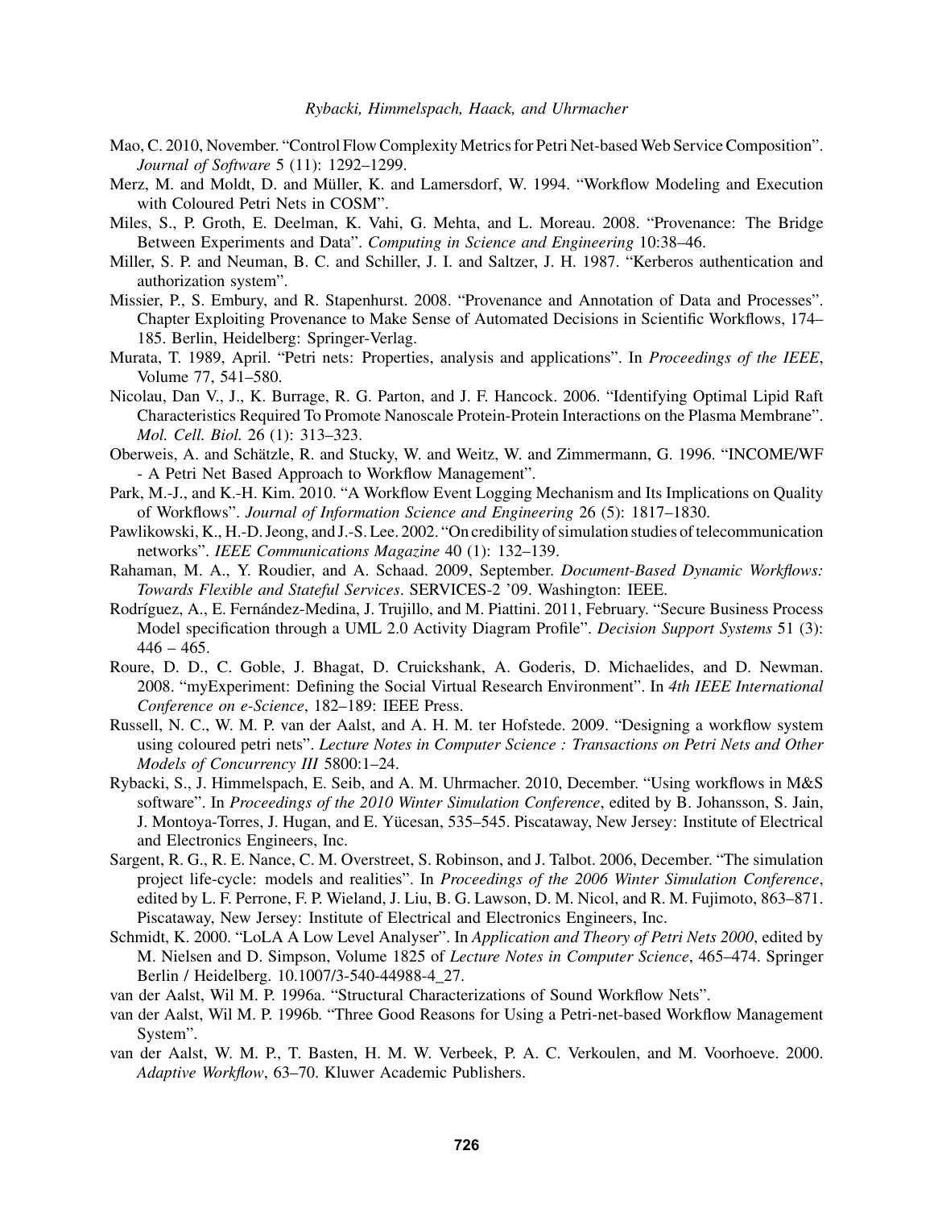Mao, C. 2010, November. "Control Flow Complexity Metrics for Petri Net-based Web Service Composition". *Journal of Software* 5 (11): 1292–1299.

Merz, M. and Moldt, D. and Müller, K. and Lamersdorf, W. 1994. "Workflow Modeling and Execution with Coloured Petri Nets in COSM".

Miles, S., P. Groth, E. Deelman, K. Vahi, G. Mehta, and L. Moreau. 2008. "Provenance: The Bridge Between Experiments and Data". *Computing in Science and Engineering* 10:38–46.

Miller, S. P. and Neuman, B. C. and Schiller, J. I. and Saltzer, J. H. 1987. "Kerberos authentication and authorization system".

Missier, P., S. Embury, and R. Stapenhurst. 2008. "Provenance and Annotation of Data and Processes". Chapter Exploiting Provenance to Make Sense of Automated Decisions in Scientific Workflows, 174–185. Berlin, Heidelberg: Springer-Verlag.

Murata, T. 1989, April. "Petri nets: Properties, analysis and applications". In *Proceedings of the IEEE*, Volume 77, 541–580.

Nicolau, Dan V., J., K. Burrage, R. G. Parton, and J. F. Hancock. 2006. "Identifying Optimal Lipid Raft Characteristics Required To Promote Nanoscale Protein-Protein Interactions on the Plasma Membrane". *Mol. Cell. Biol.* 26 (1): 313–323.

Oberweis, A. and Schätzle, R. and Stucky, W. and Weitz, W. and Zimmermann, G. 1996. "INCOME/WF - A Petri Net Based Approach to Workflow Management".

Park, M.-J., and K.-H. Kim. 2010. "A Workflow Event Logging Mechanism and Its Implications on Quality of Workflows". *Journal of Information Science and Engineering* 26 (5): 1817–1830.

Pawlikowski, K., H.-D. Jeong, and J.-S. Lee. 2002. "On credibility of simulation studies of telecommunication networks". *IEEE Communications Magazine* 40 (1): 132–139.

Rahaman, M. A., Y. Roudier, and A. Schaad. 2009, September. *Document-Based Dynamic Workflows: Towards Flexible and Stateful Services*. SERVICES-2 '09. Washington: IEEE.

Rodríguez, A., E. Fernández-Medina, J. Trujillo, and M. Piattini. 2011, February. "Secure Business Process Model specification through a UML 2.0 Activity Diagram Profile". *Decision Support Systems* 51 (3): 446 – 465.

Roure, D. D., C. Goble, J. Bhagat, D. Cruickshank, A. Goderis, D. Michaelides, and D. Newman. 2008. "myExperiment: Defining the Social Virtual Research Environment". In *4th IEEE International Conference on e-Science*, 182–189: IEEE Press.

Russell, N. C., W. M. P. van der Aalst, and A. H. M. ter Hofstede. 2009. "Designing a workflow system using coloured petri nets". *Lecture Notes in Computer Science : Transactions on Petri Nets and Other Models of Concurrency III* 5800:1–24.

Rybacki, S., J. Himmelspach, E. Seib, and A. M. Uhrmacher. 2010, December. "Using workflows in M&S software". In *Proceedings of the 2010 Winter Simulation Conference*, edited by B. Johansson, S. Jain, J. Montoya-Torres, J. Hugan, and E. Yücesan, 535–545. Piscataway, New Jersey: Institute of Electrical and Electronics Engineers, Inc.

Sargent, R. G., R. E. Nance, C. M. Overstreet, S. Robinson, and J. Talbot. 2006, December. "The simulation project life-cycle: models and realities". In *Proceedings of the 2006 Winter Simulation Conference*, edited by L. F. Perrone, F. P. Wieland, J. Liu, B. G. Lawson, D. M. Nicol, and R. M. Fujimoto, 863–871. Piscataway, New Jersey: Institute of Electrical and Electronics Engineers, Inc.

Schmidt, K. 2000. "LoLA A Low Level Analyser". In *Application and Theory of Petri Nets 2000*, edited by M. Nielsen and D. Simpson, Volume 1825 of *Lecture Notes in Computer Science*, 465–474. Springer Berlin / Heidelberg. 10.1007/3-540-44988-4_27.

van der Aalst, Wil M. P. 1996a. "Structural Characterizations of Sound Workflow Nets".

van der Aalst, Wil M. P. 1996b. "Three Good Reasons for Using a Petri-net-based Workflow Management System".

van der Aalst, W. M. P., T. Basten, H. M. W. Verbeek, P. A. C. Verkoulen, and M. Voorhoeve. 2000. *Adaptive Workflow*, 63–70. Kluwer Academic Publishers.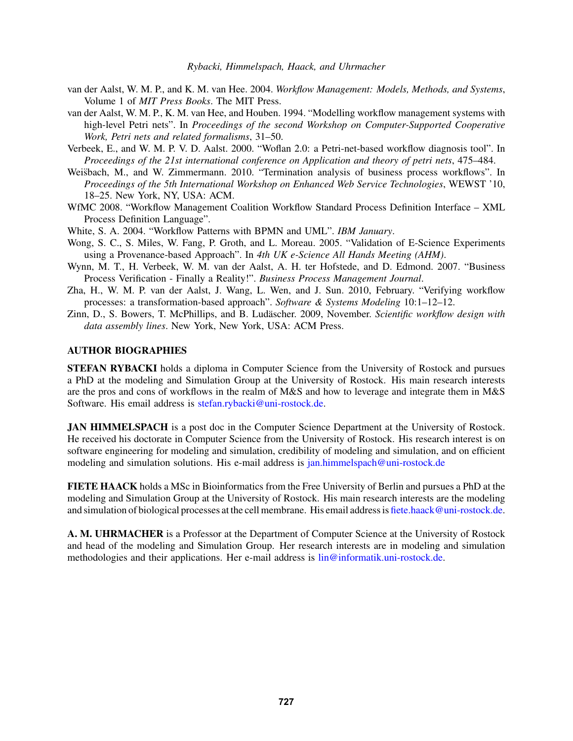van der Aalst, W. M. P., and K. M. van Hee. 2004. *Workflow Management: Models, Methods, and Systems*, Volume 1 of *MIT Press Books*. The MIT Press.

van der Aalst, W. M. P., K. M. van Hee, and Houben. 1994. "Modelling workflow management systems with high-level Petri nets". In *Proceedings of the second Workshop on Computer-Supported Cooperative Work, Petri nets and related formalisms*, 31–50.

Verbeek, E., and W. M. P. V. D. Aalst. 2000. "Woflan 2.0: a Petri-net-based workflow diagnosis tool". In *Proceedings of the 21st international conference on Application and theory of petri nets*, 475–484.

Weis̆bach, M., and W. Zimmermann. 2010. "Termination analysis of business process workflows". In *Proceedings of the 5th International Workshop on Enhanced Web Service Technologies*, WEWST '10, 18–25. New York, NY, USA: ACM.

WfMC 2008. "Workflow Management Coalition Workflow Standard Process Definition Interface – XML Process Definition Language".

White, S. A. 2004. "Workflow Patterns with BPMN and UML". *IBM January*.

Wong, S. C., S. Miles, W. Fang, P. Groth, and L. Moreau. 2005. "Validation of E-Science Experiments using a Provenance-based Approach". In *4th UK e-Science All Hands Meeting (AHM)*.

Wynn, M. T., H. Verbeek, W. M. van der Aalst, A. H. ter Hofstede, and D. Edmond. 2007. "Business Process Verification - Finally a Reality!". *Business Process Management Journal*.

Zha, H., W. M. P. van der Aalst, J. Wang, L. Wen, and J. Sun. 2010, February. "Verifying workflow processes: a transformation-based approach". *Software & Systems Modeling* 10:1–12–12.

Zinn, D., S. Bowers, T. McPhillips, and B. Ludäscher. 2009, November. *Scientific workflow design with data assembly lines*. New York, New York, USA: ACM Press.

## AUTHOR BIOGRAPHIES

**STEFAN RYBACKI** holds a diploma in Computer Science from the University of Rostock and pursues a PhD at the modeling and Simulation Group at the University of Rostock. His main research interests are the pros and cons of workflows in the realm of M&S and how to leverage and integrate them in M&S Software. His email address is stefan.rybacki@uni-rostock.de.

**JAN HIMMELSPACH** is a post doc in the Computer Science Department at the University of Rostock. He received his doctorate in Computer Science from the University of Rostock. His research interest is on software engineering for modeling and simulation, credibility of modeling and simulation, and on efficient modeling and simulation solutions. His e-mail address is jan.himmelspach@uni-rostock.de

**FIETE HAACK** holds a MSc in Bioinformatics from the Free University of Berlin and pursues a PhD at the modeling and Simulation Group at the University of Rostock. His main research interests are the modeling and simulation of biological processes at the cell membrane. His email address is fiete.haack@uni-rostock.de.

**A. M. UHRMACHER** is a Professor at the Department of Computer Science at the University of Rostock and head of the modeling and Simulation Group. Her research interests are in modeling and simulation methodologies and their applications. Her e-mail address is lin@informatik.uni-rostock.de.